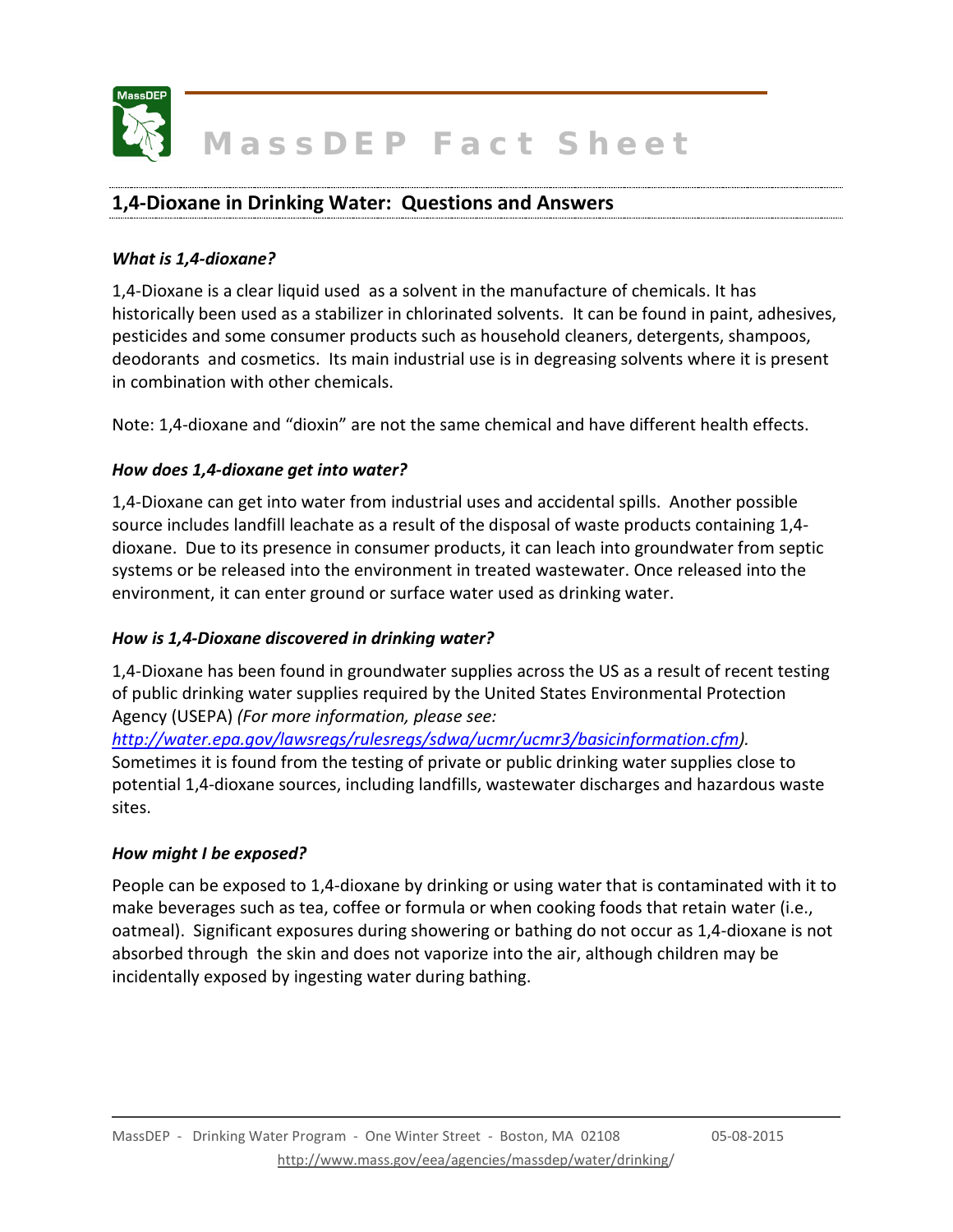# MassDEP Fact Sheet

## 1,4-Dioxane in Drinking Water: Questions and Answers

### *What is 1,4-dioxane?*

1,4-Dioxane is a clear liquid used as a solvent in the manufacture of chemicals. It has historically been used as a stabilizer in chlorinated solvents. It can be found in paint, adhesives, pesticides and some consumer products such as household cleaners, detergents, shampoos, deodorants and cosmetics. Its main industrial use is in degreasing solvents where it is present in combination with other chemicals.

Note: 1,4-dioxane and "dioxin" are not the same chemical and have different health effects.

### *How does 1,4-dioxane get into water?*

1,4-Dioxane can get into water from industrial uses and accidental spills. Another possible source includes landfill leachate as a result of the disposal of waste products containing 1,4-dioxane. Due to its presence in consumer products, it can leach into groundwater from septic systems or be released into the environment in treated wastewater. Once released into the environment, it can enter ground or surface water used as drinking water.

### *How is 1,4-Dioxane discovered in drinking water?*

1,4-Dioxane has been found in groundwater supplies across the US as a result of recent testing of public drinking water supplies required by the United States Environmental Protection Agency (USEPA) *(For more information, please see: http://water.epa.gov/lawsregs/rulesregs/sdwa/ucmr/ucmr3/basicinformation.cfm).* Sometimes it is found from the testing of private or public drinking water supplies close to potential 1,4-dioxane sources, including landfills, wastewater discharges and hazardous waste sites.

### *How might I be exposed?*

People can be exposed to 1,4-dioxane by drinking or using water that is contaminated with it to make beverages such as tea, coffee or formula or when cooking foods that retain water (i.e., oatmeal). Significant exposures during showering or bathing do not occur as 1,4-dioxane is not absorbed through the skin and does not vaporize into the air, although children may be incidentally exposed by ingesting water during bathing.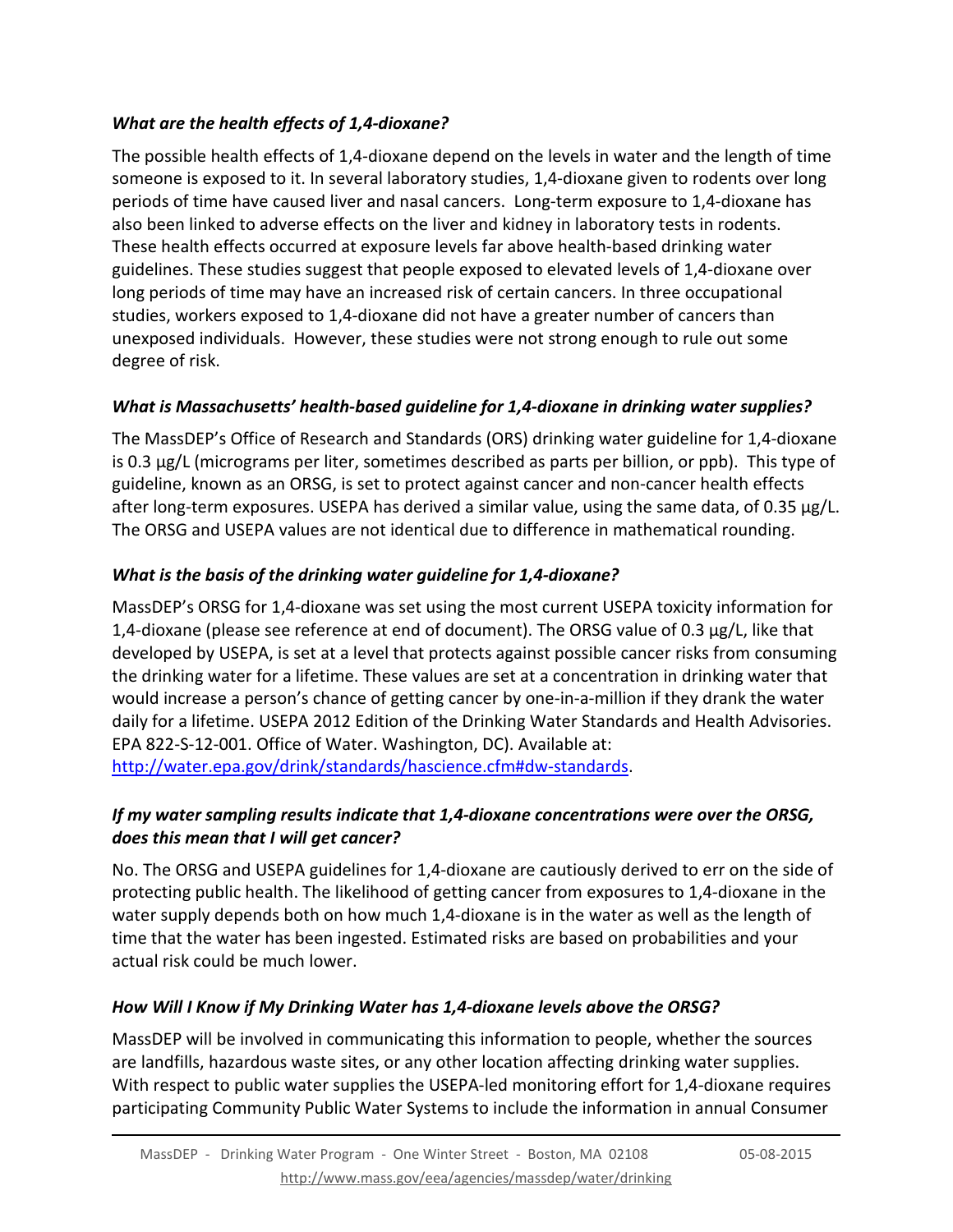### *What are the health effects of 1,4-dioxane?*

The possible health effects of 1,4-dioxane depend on the levels in water and the length of time someone is exposed to it. In several laboratory studies, 1,4-dioxane given to rodents over long periods of time have caused liver and nasal cancers. Long-term exposure to 1,4-dioxane has also been linked to adverse effects on the liver and kidney in laboratory tests in rodents. These health effects occurred at exposure levels far above health-based drinking water guidelines. These studies suggest that people exposed to elevated levels of 1,4-dioxane over long periods of time may have an increased risk of certain cancers. In three occupational studies, workers exposed to 1,4-dioxane did not have a greater number of cancers than unexposed individuals. However, these studies were not strong enough to rule out some degree of risk.

### *What is Massachusetts' health-based guideline for 1,4-dioxane in drinking water supplies?*

The MassDEP's Office of Research and Standards (ORS) drinking water guideline for 1,4-dioxane is 0.3 µg/L (micrograms per liter, sometimes described as parts per billion, or ppb). This type of guideline, known as an ORSG, is set to protect against cancer and non-cancer health effects after long-term exposures. USEPA has derived a similar value, using the same data, of 0.35 µg/L. The ORSG and USEPA values are not identical due to difference in mathematical rounding.

### *What is the basis of the drinking water guideline for 1,4-dioxane?*

MassDEP's ORSG for 1,4-dioxane was set using the most current USEPA toxicity information for 1,4-dioxane (please see reference at end of document). The ORSG value of 0.3 µg/L, like that developed by USEPA, is set at a level that protects against possible cancer risks from consuming the drinking water for a lifetime. These values are set at a concentration in drinking water that would increase a person's chance of getting cancer by one-in-a-million if they drank the water daily for a lifetime. USEPA 2012 Edition of the Drinking Water Standards and Health Advisories. EPA 822-S-12-001. Office of Water. Washington, DC). Available at: [http://water.epa.gov/drink/standards/hascience.cfm#dw-standards](http://water.epa.gov/drink/standards/hascience.cfm#dw-standards).

### *If my water sampling results indicate that 1,4-dioxane concentrations were over the ORSG, does this mean that I will get cancer?*

No. The ORSG and USEPA guidelines for 1,4-dioxane are cautiously derived to err on the side of protecting public health. The likelihood of getting cancer from exposures to 1,4-dioxane in the water supply depends both on how much 1,4-dioxane is in the water as well as the length of time that the water has been ingested. Estimated risks are based on probabilities and your actual risk could be much lower.

### *How Will I Know if My Drinking Water has 1,4-dioxane levels above the ORSG?*

MassDEP will be involved in communicating this information to people, whether the sources are landfills, hazardous waste sites, or any other location affecting drinking water supplies. With respect to public water supplies the USEPA-led monitoring effort for 1,4-dioxane requires participating Community Public Water Systems to include the information in annual Consumer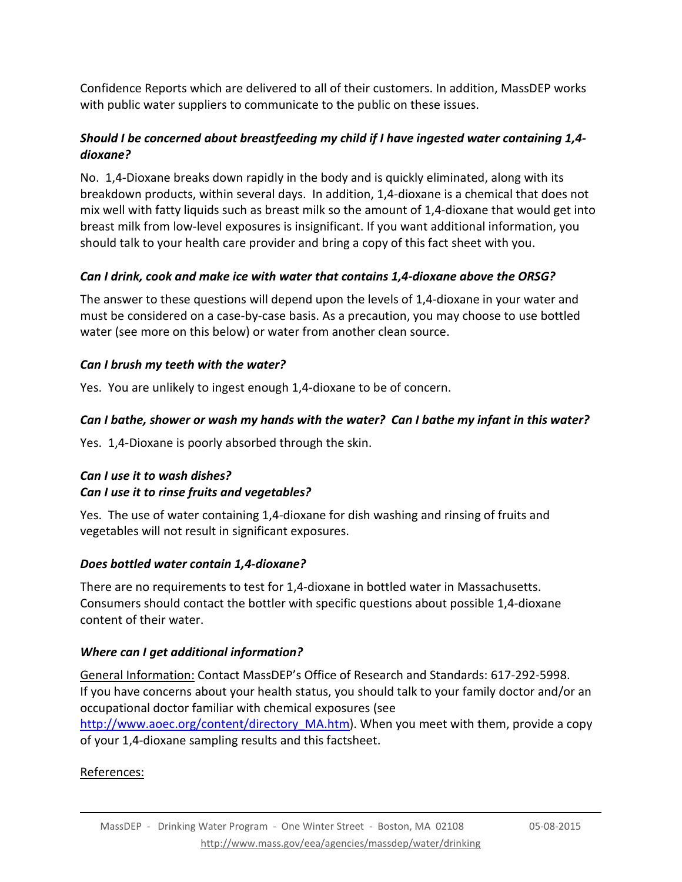Confidence Reports which are delivered to all of their customers. In addition, MassDEP works with public water suppliers to communicate to the public on these issues.

***Should I be concerned about breastfeeding my child if I have ingested water containing 1,4-dioxane?***

No. 1,4-Dioxane breaks down rapidly in the body and is quickly eliminated, along with its breakdown products, within several days. In addition, 1,4-dioxane is a chemical that does not mix well with fatty liquids such as breast milk so the amount of 1,4-dioxane that would get into breast milk from low-level exposures is insignificant. If you want additional information, you should talk to your health care provider and bring a copy of this fact sheet with you.

***Can I drink, cook and make ice with water that contains 1,4-dioxane above the ORSG?***

The answer to these questions will depend upon the levels of 1,4-dioxane in your water and must be considered on a case-by-case basis. As a precaution, you may choose to use bottled water (see more on this below) or water from another clean source.

***Can I brush my teeth with the water?***

Yes. You are unlikely to ingest enough 1,4-dioxane to be of concern.

***Can I bathe, shower or wash my hands with the water? Can I bathe my infant in this water?***

Yes. 1,4-Dioxane is poorly absorbed through the skin.

***Can I use it to wash dishes?***
***Can I use it to rinse fruits and vegetables?***

Yes. The use of water containing 1,4-dioxane for dish washing and rinsing of fruits and vegetables will not result in significant exposures.

***Does bottled water contain 1,4-dioxane?***

There are no requirements to test for 1,4-dioxane in bottled water in Massachusetts. Consumers should contact the bottler with specific questions about possible 1,4-dioxane content of their water.

***Where can I get additional information?***

General Information: Contact MassDEP's Office of Research and Standards: 617-292-5998. If you have concerns about your health status, you should talk to your family doctor and/or an occupational doctor familiar with chemical exposures (see http://www.aoec.org/content/directory_MA.htm). When you meet with them, provide a copy of your 1,4-dioxane sampling results and this factsheet.

References: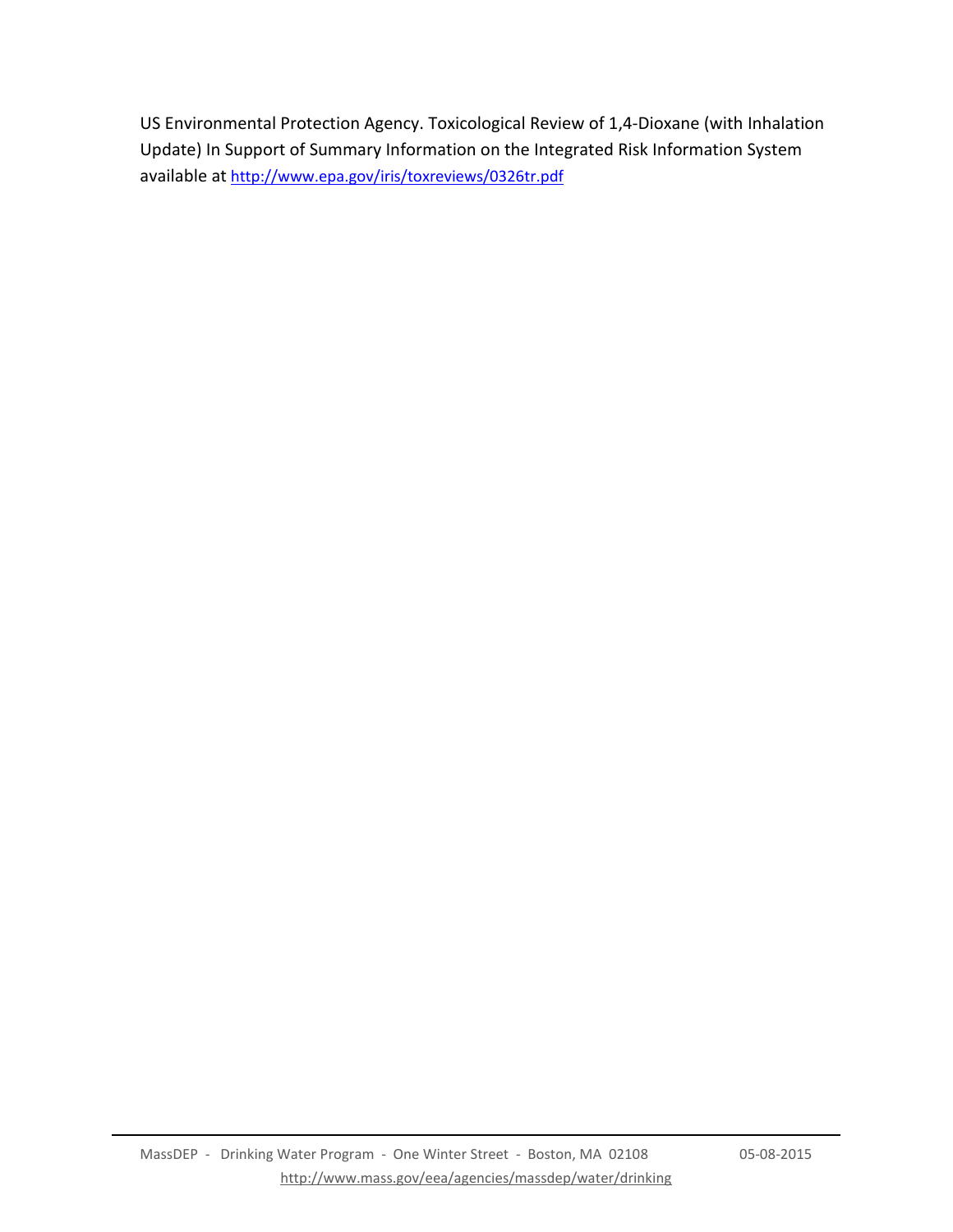US Environmental Protection Agency. Toxicological Review of 1,4-Dioxane (with Inhalation Update) In Support of Summary Information on the Integrated Risk Information System available at http://www.epa.gov/iris/toxreviews/0326tr.pdf